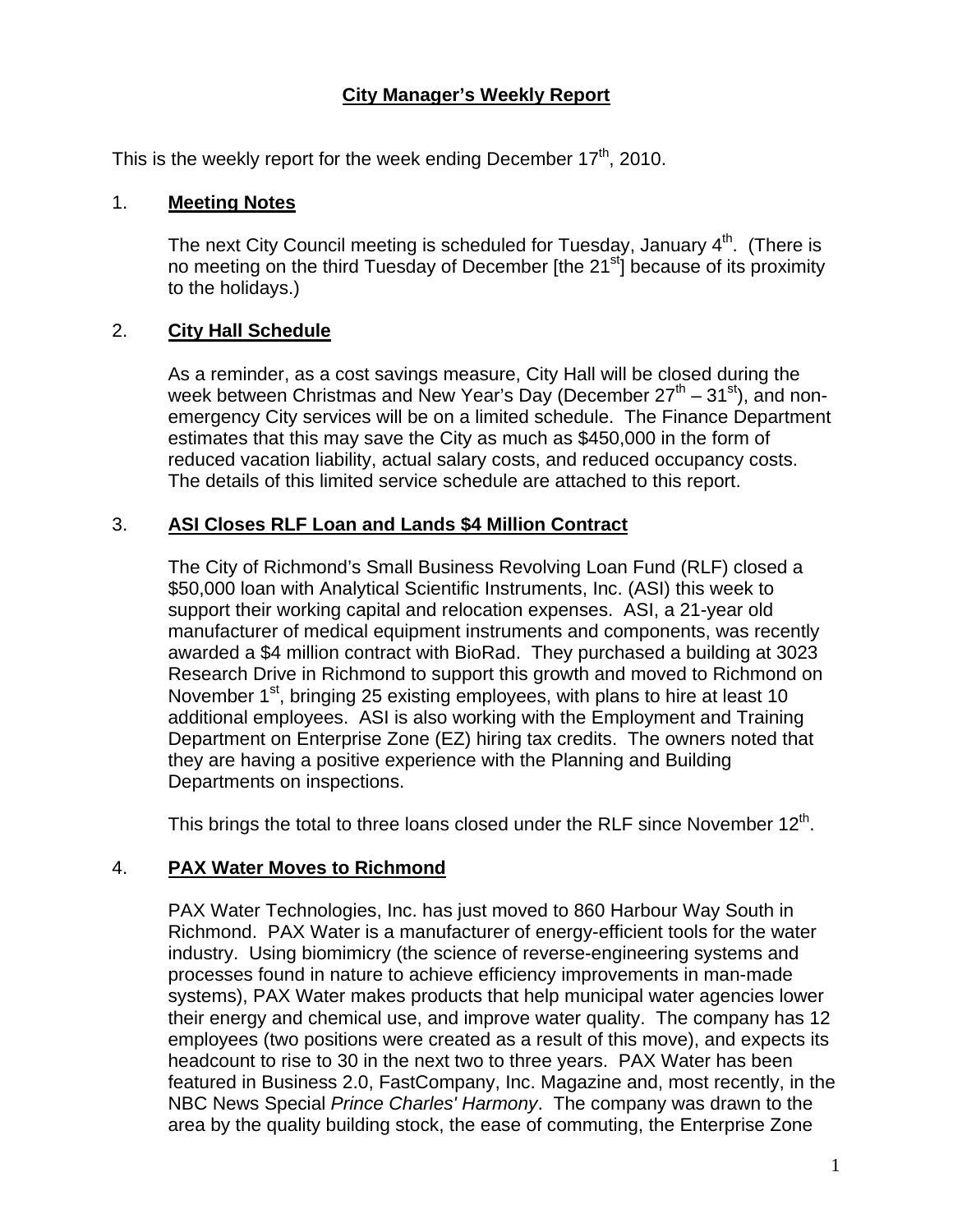# City Manager's Weekly Report

This is the weekly report for the week ending December 17th, 2010.

## 1. Meeting Notes

The next City Council meeting is scheduled for Tuesday, January 4th. (There is no meeting on the third Tuesday of December [the 21st] because of its proximity to the holidays.)

## 2. City Hall Schedule

As a reminder, as a cost savings measure, City Hall will be closed during the week between Christmas and New Year's Day (December 27th – 31st), and non-emergency City services will be on a limited schedule. The Finance Department estimates that this may save the City as much as $450,000 in the form of reduced vacation liability, actual salary costs, and reduced occupancy costs. The details of this limited service schedule are attached to this report.

## 3. ASI Closes RLF Loan and Lands $4 Million Contract

The City of Richmond's Small Business Revolving Loan Fund (RLF) closed a $50,000 loan with Analytical Scientific Instruments, Inc. (ASI) this week to support their working capital and relocation expenses. ASI, a 21-year old manufacturer of medical equipment instruments and components, was recently awarded a $4 million contract with BioRad. They purchased a building at 3023 Research Drive in Richmond to support this growth and moved to Richmond on November 1st, bringing 25 existing employees, with plans to hire at least 10 additional employees. ASI is also working with the Employment and Training Department on Enterprise Zone (EZ) hiring tax credits. The owners noted that they are having a positive experience with the Planning and Building Departments on inspections.

This brings the total to three loans closed under the RLF since November 12th.

## 4. PAX Water Moves to Richmond

PAX Water Technologies, Inc. has just moved to 860 Harbour Way South in Richmond. PAX Water is a manufacturer of energy-efficient tools for the water industry. Using biomimicry (the science of reverse-engineering systems and processes found in nature to achieve efficiency improvements in man-made systems), PAX Water makes products that help municipal water agencies lower their energy and chemical use, and improve water quality. The company has 12 employees (two positions were created as a result of this move), and expects its headcount to rise to 30 in the next two to three years. PAX Water has been featured in Business 2.0, FastCompany, Inc. Magazine and, most recently, in the NBC News Special *Prince Charles' Harmony*. The company was drawn to the area by the quality building stock, the ease of commuting, the Enterprise Zone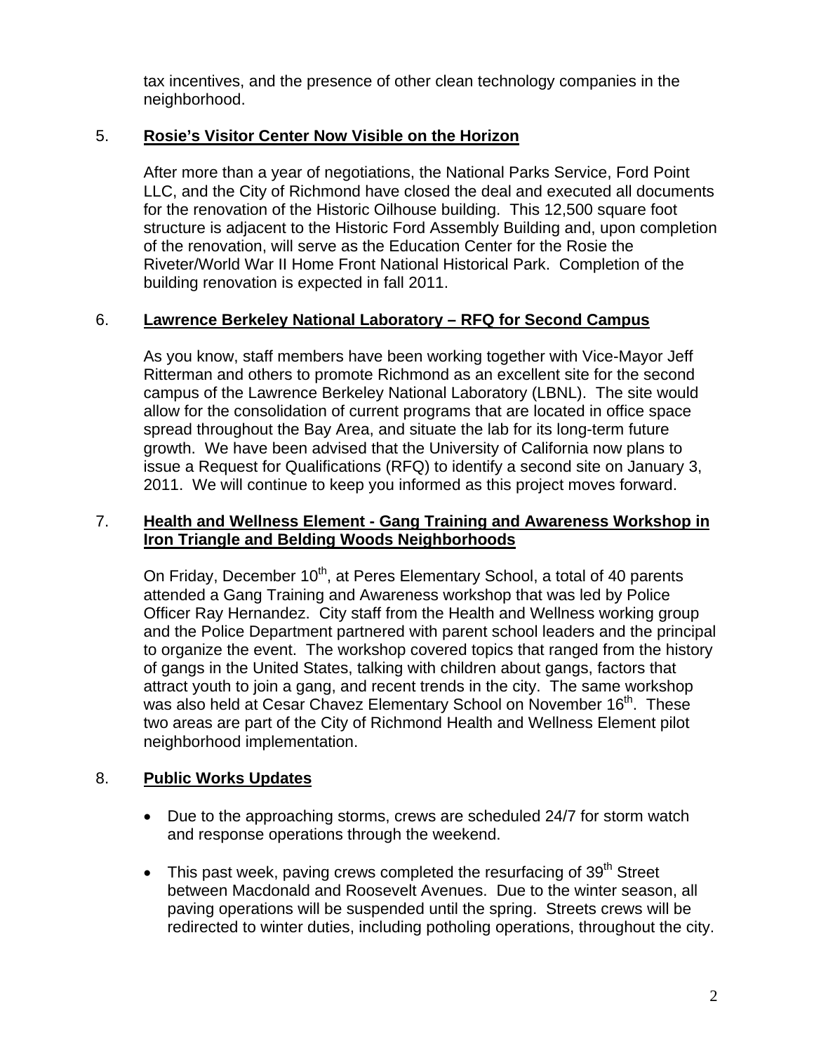tax incentives, and the presence of other clean technology companies in the neighborhood.

5. **Rosie's Visitor Center Now Visible on the Horizon**

   After more than a year of negotiations, the National Parks Service, Ford Point LLC, and the City of Richmond have closed the deal and executed all documents for the renovation of the Historic Oilhouse building. This 12,500 square foot structure is adjacent to the Historic Ford Assembly Building and, upon completion of the renovation, will serve as the Education Center for the Rosie the Riveter/World War II Home Front National Historical Park. Completion of the building renovation is expected in fall 2011.

6. **Lawrence Berkeley National Laboratory – RFQ for Second Campus**

   As you know, staff members have been working together with Vice-Mayor Jeff Ritterman and others to promote Richmond as an excellent site for the second campus of the Lawrence Berkeley National Laboratory (LBNL). The site would allow for the consolidation of current programs that are located in office space spread throughout the Bay Area, and situate the lab for its long-term future growth. We have been advised that the University of California now plans to issue a Request for Qualifications (RFQ) to identify a second site on January 3, 2011. We will continue to keep you informed as this project moves forward.

7. **Health and Wellness Element - Gang Training and Awareness Workshop in Iron Triangle and Belding Woods Neighborhoods**

   On Friday, December 10th, at Peres Elementary School, a total of 40 parents attended a Gang Training and Awareness workshop that was led by Police Officer Ray Hernandez. City staff from the Health and Wellness working group and the Police Department partnered with parent school leaders and the principal to organize the event. The workshop covered topics that ranged from the history of gangs in the United States, talking with children about gangs, factors that attract youth to join a gang, and recent trends in the city. The same workshop was also held at Cesar Chavez Elementary School on November 16th. These two areas are part of the City of Richmond Health and Wellness Element pilot neighborhood implementation.

8. **Public Works Updates**

   - Due to the approaching storms, crews are scheduled 24/7 for storm watch and response operations through the weekend.

   - This past week, paving crews completed the resurfacing of 39th Street between Macdonald and Roosevelt Avenues. Due to the winter season, all paving operations will be suspended until the spring. Streets crews will be redirected to winter duties, including potholing operations, throughout the city.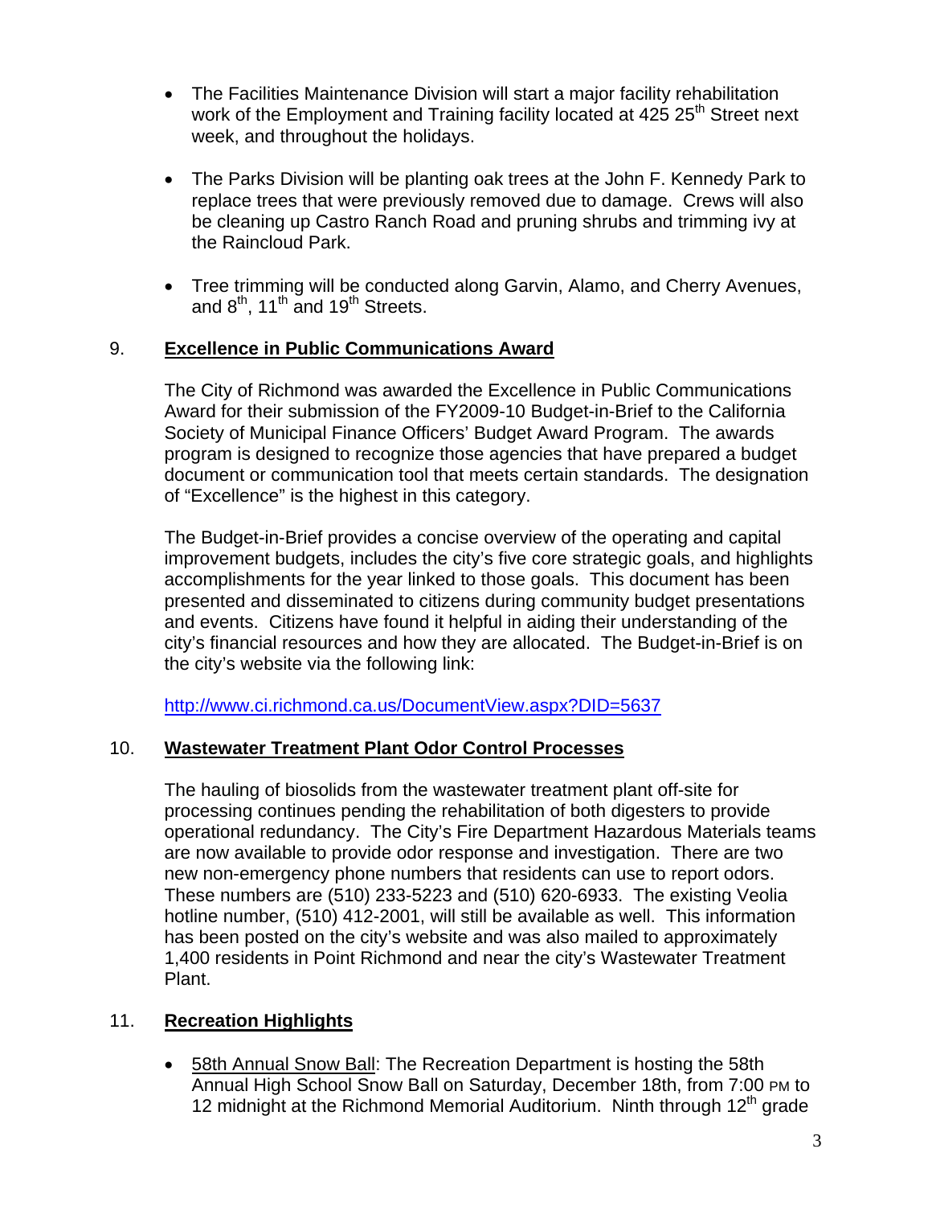- The Facilities Maintenance Division will start a major facility rehabilitation work of the Employment and Training facility located at 425 25th Street next week, and throughout the holidays.

- The Parks Division will be planting oak trees at the John F. Kennedy Park to replace trees that were previously removed due to damage. Crews will also be cleaning up Castro Ranch Road and pruning shrubs and trimming ivy at the Raincloud Park.

- Tree trimming will be conducted along Garvin, Alamo, and Cherry Avenues, and 8th, 11th and 19th Streets.

9. **Excellence in Public Communications Award**

The City of Richmond was awarded the Excellence in Public Communications Award for their submission of the FY2009-10 Budget-in-Brief to the California Society of Municipal Finance Officers' Budget Award Program. The awards program is designed to recognize those agencies that have prepared a budget document or communication tool that meets certain standards. The designation of "Excellence" is the highest in this category.

The Budget-in-Brief provides a concise overview of the operating and capital improvement budgets, includes the city's five core strategic goals, and highlights accomplishments for the year linked to those goals. This document has been presented and disseminated to citizens during community budget presentations and events. Citizens have found it helpful in aiding their understanding of the city's financial resources and how they are allocated. The Budget-in-Brief is on the city's website via the following link:

http://www.ci.richmond.ca.us/DocumentView.aspx?DID=5637

10. **Wastewater Treatment Plant Odor Control Processes**

The hauling of biosolids from the wastewater treatment plant off-site for processing continues pending the rehabilitation of both digesters to provide operational redundancy. The City's Fire Department Hazardous Materials teams are now available to provide odor response and investigation. There are two new non-emergency phone numbers that residents can use to report odors. These numbers are (510) 233-5223 and (510) 620-6933. The existing Veolia hotline number, (510) 412-2001, will still be available as well. This information has been posted on the city's website and was also mailed to approximately 1,400 residents in Point Richmond and near the city's Wastewater Treatment Plant.

11. **Recreation Highlights**

- 58th Annual Snow Ball: The Recreation Department is hosting the 58th Annual High School Snow Ball on Saturday, December 18th, from 7:00 PM to 12 midnight at the Richmond Memorial Auditorium. Ninth through 12th grade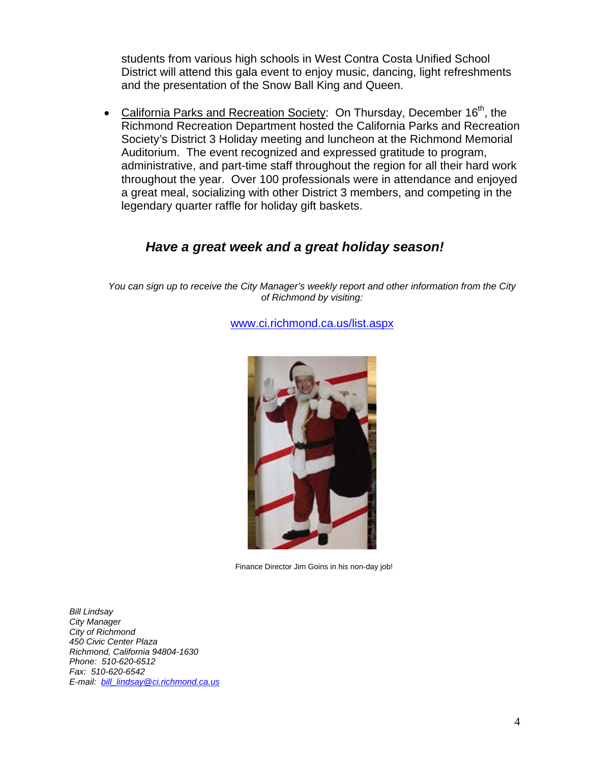students from various high schools in West Contra Costa Unified School District will attend this gala event to enjoy music, dancing, light refreshments and the presentation of the Snow Ball King and Queen.

- California Parks and Recreation Society: On Thursday, December 16th, the Richmond Recreation Department hosted the California Parks and Recreation Society's District 3 Holiday meeting and luncheon at the Richmond Memorial Auditorium. The event recognized and expressed gratitude to program, administrative, and part-time staff throughout the region for all their hard work throughout the year. Over 100 professionals were in attendance and enjoyed a great meal, socializing with other District 3 members, and competing in the legendary quarter raffle for holiday gift baskets.

### ***Have a great week and a great holiday season!***

*You can sign up to receive the City Manager's weekly report and other information from the City of Richmond by visiting:*

www.ci.richmond.ca.us/list.aspx

Finance Director Jim Goins in his non-day job!

*Bill Lindsay*
*City Manager*
*City of Richmond*
*450 Civic Center Plaza*
*Richmond, California 94804-1630*
*Phone: 510-620-6512*
*Fax: 510-620-6542*
*E-mail: bill_lindsay@ci.richmond.ca.us*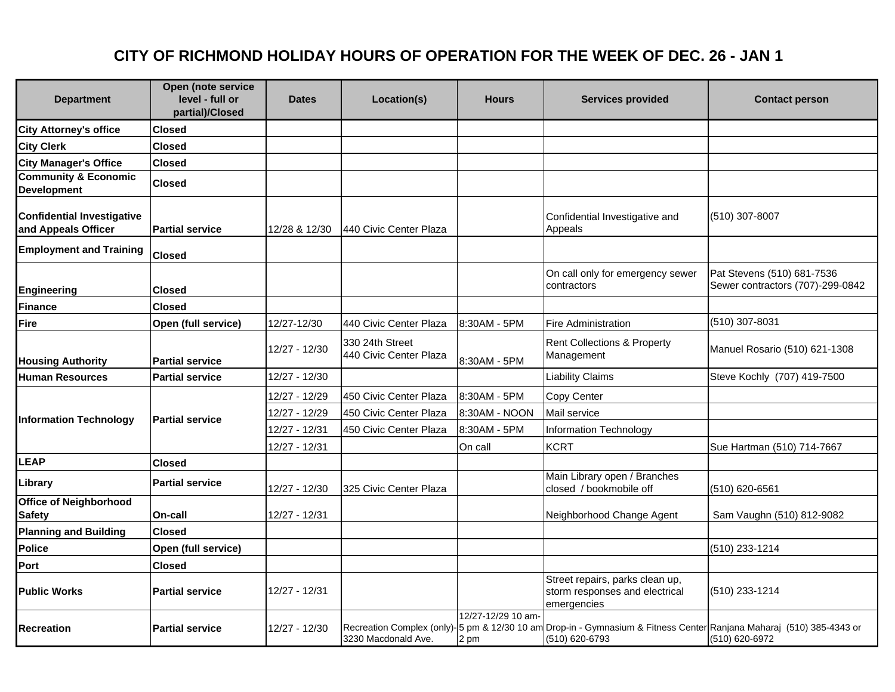# CITY OF RICHMOND HOLIDAY HOURS OF OPERATION FOR THE WEEK OF DEC. 26 - JAN 1

| Department | Open (note service level - full or partial)/Closed | Dates | Location(s) | Hours | Services provided | Contact person |
|---|---|---|---|---|---|---|
| **City Attorney's office** | **Closed** | | | | | |
| **City Clerk** | **Closed** | | | | | |
| **City Manager's Office** | **Closed** | | | | | |
| **Community & Economic Development** | **Closed** | | | | | |
| **Confidential Investigative and Appeals Officer** | **Partial service** | 12/28 & 12/30 | 440 Civic Center Plaza | | Confidential Investigative and Appeals | (510) 307-8007 |
| **Employment and Training** | **Closed** | | | | | |
| **Engineering** | **Closed** | | | | On call only for emergency sewer contractors | Pat Stevens (510) 681-7536<br>Sewer contractors (707)-299-0842 |
| **Finance** | **Closed** | | | | | |
| **Fire** | **Open (full service)** | 12/27-12/30 | 440 Civic Center Plaza | 8:30AM - 5PM | Fire Administration | (510) 307-8031 |
| **Housing Authority** | **Partial service** | 12/27 - 12/30 | 330 24th Street<br>440 Civic Center Plaza | 8:30AM - 5PM | Rent Collections & Property Management | Manuel Rosario (510) 621-1308 |
| **Human Resources** | **Partial service** | 12/27 - 12/30 | | | Liability Claims | Steve Kochly (707) 419-7500 |
| **Information Technology** | **Partial service** | 12/27 - 12/29 | 450 Civic Center Plaza | 8:30AM - 5PM | Copy Center | |
| | | 12/27 - 12/29 | 450 Civic Center Plaza | 8:30AM - NOON | Mail service | |
| | | 12/27 - 12/31 | 450 Civic Center Plaza | 8:30AM - 5PM | Information Technology | |
| | | 12/27 - 12/31 | | On call | KCRT | Sue Hartman (510) 714-7667 |
| **LEAP** | **Closed** | | | | | |
| **Library** | **Partial service** | 12/27 - 12/30 | 325 Civic Center Plaza | | Main Library open / Branches closed / bookmobile off | (510) 620-6561 |
| **Office of Neighborhood Safety** | **On-call** | 12/27 - 12/31 | | | Neighborhood Change Agent | Sam Vaughn (510) 812-9082 |
| **Planning and Building** | **Closed** | | | | | |
| **Police** | **Open (full service)** | | | | | (510) 233-1214 |
| **Port** | **Closed** | | | | | |
| **Public Works** | **Partial service** | 12/27 - 12/31 | | | Street repairs, parks clean up, storm responses and electrical emergencies | (510) 233-1214 |
| **Recreation** | **Partial service** | 12/27 - 12/30 | Recreation Complex (only)-3230 Macdonald Ave. | 12/27-12/29 10 am-5 pm & 12/30 10 am 2 pm | Drop-in - Gymnasium & Fitness Center (510) 620-6793 | Ranjana Maharaj (510) 385-4343 or (510) 620-6972 |